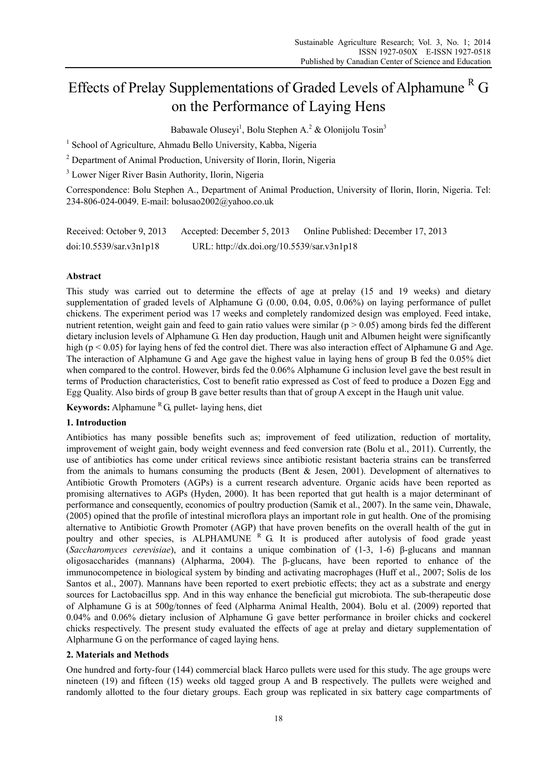# Effects of Prelay Supplementations of Graded Levels of Alphamune [R] G on the Performance of Laying Hens

Babawale Oluseyi[1], Bolu Stephen A.[2] & Olonijolu Tosin[3]

[1] School of Agriculture, Ahmadu Bello University, Kabba, Nigeria

[2] Department of Animal Production, University of Ilorin, Ilorin, Nigeria

[3] Lower Niger River Basin Authority, Ilorin, Nigeria

Correspondence: Bolu Stephen A., Department of Animal Production, University of Ilorin, Ilorin, Nigeria. Tel: 234-806-024-0049. E-mail: bolusao2002@yahoo.co.uk

Received: October 9, 2013 Accepted: December 5, 2013 Online Published: December 17, 2013

doi:10.5539/sar.v3n1p18 URL: http://dx.doi.org/10.5539/sar.v3n1p18

## Abstract

This study was carried out to determine the effects of age at prelay (15 and 19 weeks) and dietary supplementation of graded levels of Alphamune G (0.00, 0.04, 0.05, 0.06%) on laying performance of pullet chickens. The experiment period was 17 weeks and completely randomized design was employed. Feed intake, nutrient retention, weight gain and feed to gain ratio values were similar ($p > 0.05$) among birds fed the different dietary inclusion levels of Alphamune G. Hen day production, Haugh unit and Albumen height were significantly high ($p < 0.05$) for laying hens of fed the control diet. There was also interaction effect of Alphamune G and Age. The interaction of Alphamune G and Age gave the highest value in laying hens of group B fed the 0.05% diet when compared to the control. However, birds fed the 0.06% Alphamune G inclusion level gave the best result in terms of Production characteristics, Cost to benefit ratio expressed as Cost of feed to produce a Dozen Egg and Egg Quality. Also birds of group B gave better results than that of group A except in the Haugh unit value.

**Keywords:** Alphamune [R] G, pullet- laying hens, diet

## 1. Introduction

Antibiotics has many possible benefits such as; improvement of feed utilization, reduction of mortality, improvement of weight gain, body weight evenness and feed conversion rate (Bolu et al., 2011). Currently, the use of antibiotics has come under critical reviews since antibiotic resistant bacteria strains can be transferred from the animals to humans consuming the products (Bent & Jesen, 2001). Development of alternatives to Antibiotic Growth Promoters (AGPs) is a current research adventure. Organic acids have been reported as promising alternatives to AGPs (Hyden, 2000). It has been reported that gut health is a major determinant of performance and consequently, economics of poultry production (Samik et al., 2007). In the same vein, Dhawale, (2005) opined that the profile of intestinal microflora plays an important role in gut health. One of the promising alternative to Antibiotic Growth Promoter (AGP) that have proven benefits on the overall health of the gut in poultry and other species, is ALPHAMUNE [R] G. It is produced after autolysis of food grade yeast (*Saccharomyces cerevisiae*), and it contains a unique combination of (1-3, 1-6) β-glucans and mannan oligosaccharides (mannans) (Alpharma, 2004). The β-glucans, have been reported to enhance of the immunocompetence in biological system by binding and activating macrophages (Huff et al., 2007; Solis de los Santos et al., 2007). Mannans have been reported to exert prebiotic effects; they act as a substrate and energy sources for Lactobacillus spp. And in this way enhance the beneficial gut microbiota. The sub-therapeutic dose of Alphamune G is at 500g/tonnes of feed (Alpharma Animal Health, 2004). Bolu et al. (2009) reported that 0.04% and 0.06% dietary inclusion of Alphamune G gave better performance in broiler chicks and cockerel chicks respectively. The present study evaluated the effects of age at prelay and dietary supplementation of Alpharmune G on the performance of caged laying hens.

## 2. Materials and Methods

One hundred and forty-four (144) commercial black Harco pullets were used for this study. The age groups were nineteen (19) and fifteen (15) weeks old tagged group A and B respectively. The pullets were weighed and randomly allotted to the four dietary groups. Each group was replicated in six battery cage compartments of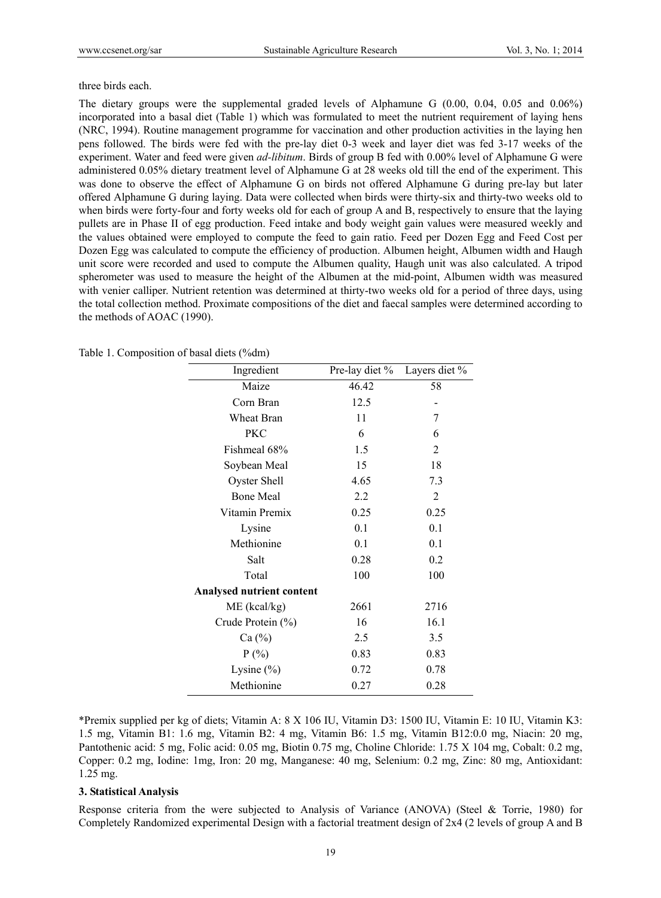three birds each.

The dietary groups were the supplemental graded levels of Alphamune G (0.00, 0.04, 0.05 and 0.06%) incorporated into a basal diet (Table 1) which was formulated to meet the nutrient requirement of laying hens (NRC, 1994). Routine management programme for vaccination and other production activities in the laying hen pens followed. The birds were fed with the pre-lay diet 0-3 week and layer diet was fed 3-17 weeks of the experiment. Water and feed were given *ad-libitum*. Birds of group B fed with 0.00% level of Alphamune G were administered 0.05% dietary treatment level of Alphamune G at 28 weeks old till the end of the experiment. This was done to observe the effect of Alphamune G on birds not offered Alphamune G during pre-lay but later offered Alphamune G during laying. Data were collected when birds were thirty-six and thirty-two weeks old to when birds were forty-four and forty weeks old for each of group A and B, respectively to ensure that the laying pullets are in Phase II of egg production. Feed intake and body weight gain values were measured weekly and the values obtained were employed to compute the feed to gain ratio. Feed per Dozen Egg and Feed Cost per Dozen Egg was calculated to compute the efficiency of production. Albumen height, Albumen width and Haugh unit score were recorded and used to compute the Albumen quality, Haugh unit was also calculated. A tripod spherometer was used to measure the height of the Albumen at the mid-point, Albumen width was measured with venier calliper. Nutrient retention was determined at thirty-two weeks old for a period of three days, using the total collection method. Proximate compositions of the diet and faecal samples were determined according to the methods of AOAC (1990).

Table 1. Composition of basal diets (%dm)

| Ingredient | Pre-lay diet % | Layers diet % |
|---|---|---|
| Maize | 46.42 | 58 |
| Corn Bran | 12.5 | - |
| Wheat Bran | 11 | 7 |
| PKC | 6 | 6 |
| Fishmeal 68% | 1.5 | 2 |
| Soybean Meal | 15 | 18 |
| Oyster Shell | 4.65 | 7.3 |
| Bone Meal | 2.2 | 2 |
| Vitamin Premix | 0.25 | 0.25 |
| Lysine | 0.1 | 0.1 |
| Methionine | 0.1 | 0.1 |
| Salt | 0.28 | 0.2 |
| Total | 100 | 100 |
| **Analysed nutrient content** | | |
| ME (kcal/kg) | 2661 | 2716 |
| Crude Protein (%) | 16 | 16.1 |
| Ca (%) | 2.5 | 3.5 |
| P (%) | 0.83 | 0.83 |
| Lysine (%) | 0.72 | 0.78 |
| Methionine | 0.27 | 0.28 |

*Premix supplied per kg of diets; Vitamin A: 8 X 106 IU, Vitamin D3: 1500 IU, Vitamin E: 10 IU, Vitamin K3: 1.5 mg, Vitamin B1: 1.6 mg, Vitamin B2: 4 mg, Vitamin B6: 1.5 mg, Vitamin B12:0.0 mg, Niacin: 20 mg, Pantothenic acid: 5 mg, Folic acid: 0.05 mg, Biotin 0.75 mg, Choline Chloride: 1.75 X 104 mg, Cobalt: 0.2 mg, Copper: 0.2 mg, Iodine: 1mg, Iron: 20 mg, Manganese: 40 mg, Selenium: 0.2 mg, Zinc: 80 mg, Antioxidant: 1.25 mg.

## 3. Statistical Analysis

Response criteria from the were subjected to Analysis of Variance (ANOVA) (Steel & Torrie, 1980) for Completely Randomized experimental Design with a factorial treatment design of 2x4 (2 levels of group A and B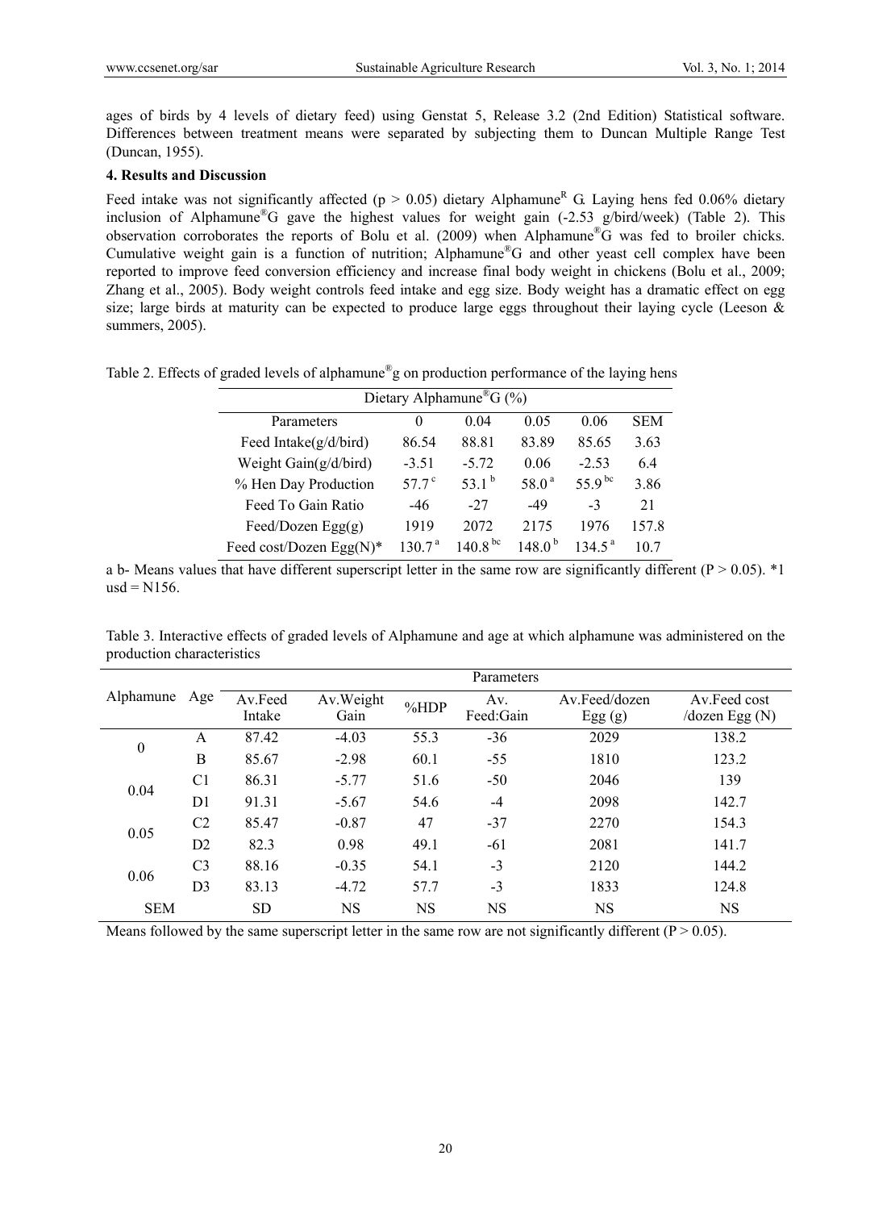ages of birds by 4 levels of dietary feed) using Genstat 5, Release 3.2 (2nd Edition) Statistical software. Differences between treatment means were separated by subjecting them to Duncan Multiple Range Test (Duncan, 1955).

### 4. Results and Discussion

Feed intake was not significantly affected ($p > 0.05$) dietary Alphamune[R] G. Laying hens fed 0.06% dietary inclusion of Alphamune®G gave the highest values for weight gain (-2.53 g/bird/week) (Table 2). This observation corroborates the reports of Bolu et al. (2009) when Alphamune®G was fed to broiler chicks. Cumulative weight gain is a function of nutrition; Alphamune®G and other yeast cell complex have been reported to improve feed conversion efficiency and increase final body weight in chickens (Bolu et al., 2009; Zhang et al., 2005). Body weight controls feed intake and egg size. Body weight has a dramatic effect on egg size; large birds at maturity can be expected to produce large eggs throughout their laying cycle (Leeson & summers, 2005).

Table 2. Effects of graded levels of alphamune®g on production performance of the laying hens

| | Dietary Alphamune®G (%) | | | | |
|---|---|---|---|---|---|
| Parameters | 0 | 0.04 | 0.05 | 0.06 | SEM |
| Feed Intake(g/d/bird) | 86.54 | 88.81 | 83.89 | 85.65 | 3.63 |
| Weight Gain(g/d/bird) | -3.51 | -5.72 | 0.06 | -2.53 | 6.4 |
| % Hen Day Production | 57.7 [c] | 53.1 [b] | 58.0 [a] | 55.9 [bc] | 3.86 |
| Feed To Gain Ratio | -46 | -27 | -49 | -3 | 21 |
| Feed/Dozen Egg(g) | 1919 | 2072 | 2175 | 1976 | 157.8 |
| Feed cost/Dozen Egg(N)* | 130.7 [a] | 140.8 [bc] | 148.0 [b] | 134.5 [a] | 10.7 |

a b- Means values that have different superscript letter in the same row are significantly different ($P > 0.05$). *1 usd = N156.

Table 3. Interactive effects of graded levels of Alphamune and age at which alphamune was administered on the production characteristics

| Alphamune | Age | Av.Feed Intake | Av.Weight Gain | %HDP | Av. Feed:Gain | Av.Feed/dozen Egg (g) | Av.Feed cost /dozen Egg (N) |
|---|---|---|---|---|---|---|---|
| 0 | A | 87.42 | -4.03 | 55.3 | -36 | 2029 | 138.2 |
| | B | 85.67 | -2.98 | 60.1 | -55 | 1810 | 123.2 |
| 0.04 | C1 | 86.31 | -5.77 | 51.6 | -50 | 2046 | 139 |
| | D1 | 91.31 | -5.67 | 54.6 | -4 | 2098 | 142.7 |
| 0.05 | C2 | 85.47 | -0.87 | 47 | -37 | 2270 | 154.3 |
| | D2 | 82.3 | 0.98 | 49.1 | -61 | 2081 | 141.7 |
| 0.06 | C3 | 88.16 | -0.35 | 54.1 | -3 | 2120 | 144.2 |
| | D3 | 83.13 | -4.72 | 57.7 | -3 | 1833 | 124.8 |
| SEM | | SD | NS | NS | NS | NS | NS |

Means followed by the same superscript letter in the same row are not significantly different ($P > 0.05$).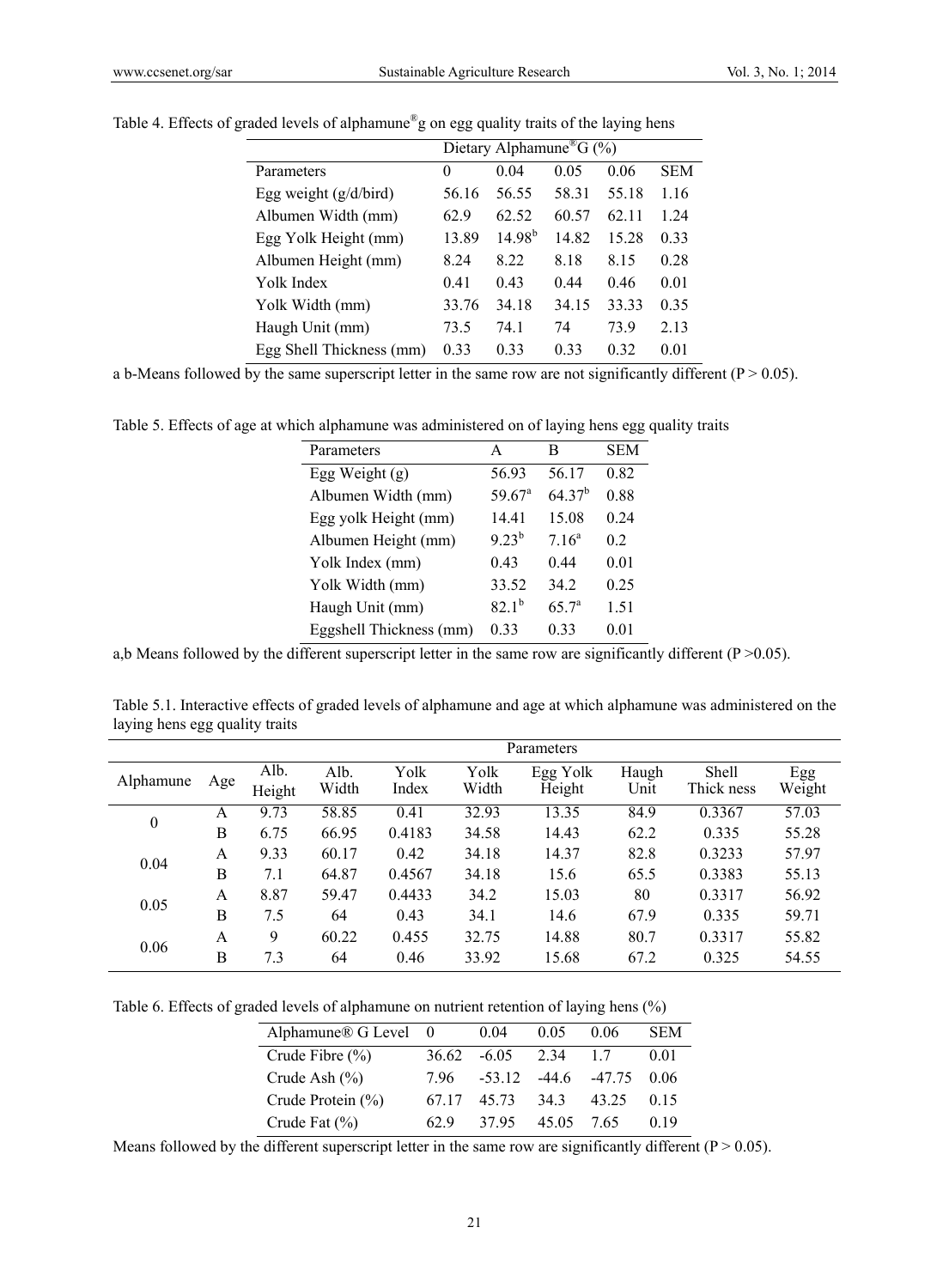Table 4. Effects of graded levels of alphamune®g on egg quality traits of the laying hens

| | Dietary Alphamune®G (%) | | | | |
|---|---|---|---|---|---|
| Parameters | 0 | 0.04 | 0.05 | 0.06 | SEM |
| Egg weight (g/d/bird) | 56.16 | 56.55 | 58.31 | 55.18 | 1.16 |
| Albumen Width (mm) | 62.9 | 62.52 | 60.57 | 62.11 | 1.24 |
| Egg Yolk Height (mm) | 13.89 | 14.98[b] | 14.82 | 15.28 | 0.33 |
| Albumen Height (mm) | 8.24 | 8.22 | 8.18 | 8.15 | 0.28 |
| Yolk Index | 0.41 | 0.43 | 0.44 | 0.46 | 0.01 |
| Yolk Width (mm) | 33.76 | 34.18 | 34.15 | 33.33 | 0.35 |
| Haugh Unit (mm) | 73.5 | 74.1 | 74 | 73.9 | 2.13 |
| Egg Shell Thickness (mm) | 0.33 | 0.33 | 0.33 | 0.32 | 0.01 |

a b-Means followed by the same superscript letter in the same row are not significantly different ($P > 0.05$).

Table 5. Effects of age at which alphamune was administered on of laying hens egg quality traits

| Parameters | A | B | SEM |
|---|---|---|---|
| Egg Weight (g) | 56.93 | 56.17 | 0.82 |
| Albumen Width (mm) | 59.67[a] | 64.37[b] | 0.88 |
| Egg yolk Height (mm) | 14.41 | 15.08 | 0.24 |
| Albumen Height (mm) | 9.23[b] | 7.16[a] | 0.2 |
| Yolk Index (mm) | 0.43 | 0.44 | 0.01 |
| Yolk Width (mm) | 33.52 | 34.2 | 0.25 |
| Haugh Unit (mm) | 82.1[b] | 65.7[a] | 1.51 |
| Eggshell Thickness (mm) | 0.33 | 0.33 | 0.01 |

a,b Means followed by the different superscript letter in the same row are significantly different ($P > 0.05$).

Table 5.1. Interactive effects of graded levels of alphamune and age at which alphamune was administered on the laying hens egg quality traits

| | | Parameters | | | | | | | |
|---|---|---|---|---|---|---|---|---|---|
| Alphamune | Age | Alb. Height | Alb. Width | Yolk Index | Yolk Width | Egg Yolk Height | Haugh Unit | Shell Thick ness | Egg Weight |
| 0 | A | 9.73 | 58.85 | 0.41 | 32.93 | 13.35 | 84.9 | 0.3367 | 57.03 |
| | B | 6.75 | 66.95 | 0.4183 | 34.58 | 14.43 | 62.2 | 0.335 | 55.28 |
| 0.04 | A | 9.33 | 60.17 | 0.42 | 34.18 | 14.37 | 82.8 | 0.3233 | 57.97 |
| | B | 7.1 | 64.87 | 0.4567 | 34.18 | 15.6 | 65.5 | 0.3383 | 55.13 |
| 0.05 | A | 8.87 | 59.47 | 0.4433 | 34.2 | 15.03 | 80 | 0.3317 | 56.92 |
| | B | 7.5 | 64 | 0.43 | 34.1 | 14.6 | 67.9 | 0.335 | 59.71 |
| 0.06 | A | 9 | 60.22 | 0.455 | 32.75 | 14.88 | 80.7 | 0.3317 | 55.82 |
| | B | 7.3 | 64 | 0.46 | 33.92 | 15.68 | 67.2 | 0.325 | 54.55 |

Table 6. Effects of graded levels of alphamune on nutrient retention of laying hens (%)

| Alphamune® G Level | 0 | 0.04 | 0.05 | 0.06 | SEM |
|---|---|---|---|---|---|
| Crude Fibre (%) | 36.62 | -6.05 | 2.34 | 1.7 | 0.01 |
| Crude Ash (%) | 7.96 | -53.12 | -44.6 | -47.75 | 0.06 |
| Crude Protein (%) | 67.17 | 45.73 | 34.3 | 43.25 | 0.15 |
| Crude Fat (%) | 62.9 | 37.95 | 45.05 | 7.65 | 0.19 |

Means followed by the different superscript letter in the same row are significantly different ($P > 0.05$).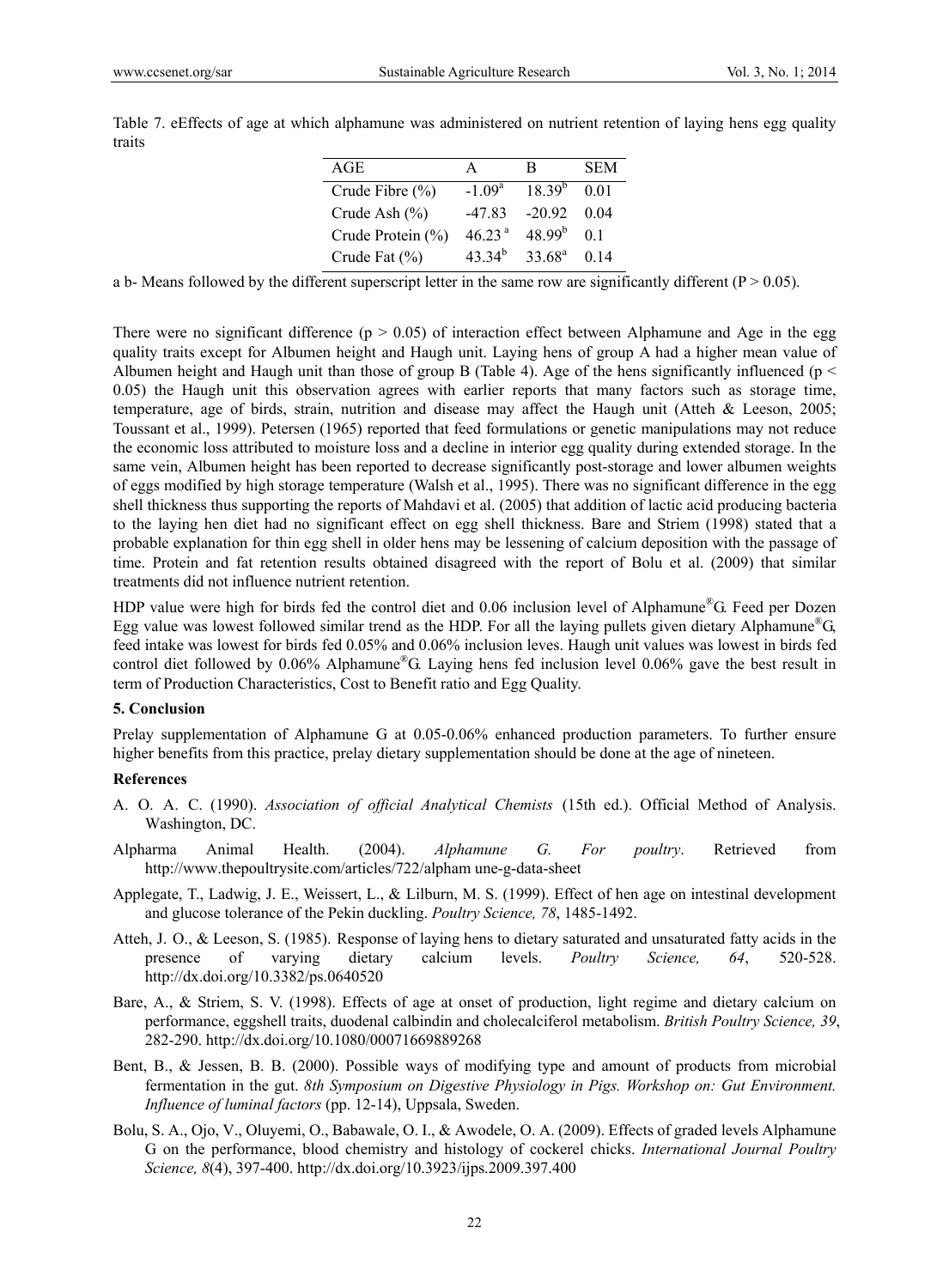Table 7. eEffects of age at which alphamune was administered on nutrient retention of laying hens egg quality traits

| AGE | A | B | SEM |
|---|---|---|---|
| Crude Fibre (%) | -1.09[a] | 18.39[b] | 0.01 |
| Crude Ash (%) | -47.83 | -20.92 | 0.04 |
| Crude Protein (%) | 46.23 [a] | 48.99[b] | 0.1 |
| Crude Fat (%) | 43.34[b] | 33.68[a] | 0.14 |

a b- Means followed by the different superscript letter in the same row are significantly different ($P > 0.05$).

There were no significant difference ($p > 0.05$) of interaction effect between Alphamune and Age in the egg quality traits except for Albumen height and Haugh unit. Laying hens of group A had a higher mean value of Albumen height and Haugh unit than those of group B (Table 4). Age of the hens significantly influenced ($p < 0.05$) the Haugh unit this observation agrees with earlier reports that many factors such as storage time, temperature, age of birds, strain, nutrition and disease may affect the Haugh unit (Atteh & Leeson, 2005; Toussant et al., 1999). Petersen (1965) reported that feed formulations or genetic manipulations may not reduce the economic loss attributed to moisture loss and a decline in interior egg quality during extended storage. In the same vein, Albumen height has been reported to decrease significantly post-storage and lower albumen weights of eggs modified by high storage temperature (Walsh et al., 1995). There was no significant difference in the egg shell thickness thus supporting the reports of Mahdavi et al. (2005) that addition of lactic acid producing bacteria to the laying hen diet had no significant effect on egg shell thickness. Bare and Striem (1998) stated that a probable explanation for thin egg shell in older hens may be lessening of calcium deposition with the passage of time. Protein and fat retention results obtained disagreed with the report of Bolu et al. (2009) that similar treatments did not influence nutrient retention.

HDP value were high for birds fed the control diet and 0.06 inclusion level of Alphamune®G. Feed per Dozen Egg value was lowest followed similar trend as the HDP. For all the laying pullets given dietary Alphamune®G, feed intake was lowest for birds fed 0.05% and 0.06% inclusion leves. Haugh unit values was lowest in birds fed control diet followed by 0.06% Alphamune®G. Laying hens fed inclusion level 0.06% gave the best result in term of Production Characteristics, Cost to Benefit ratio and Egg Quality.

## 5. Conclusion

Prelay supplementation of Alphamune G at 0.05-0.06% enhanced production parameters. To further ensure higher benefits from this practice, prelay dietary supplementation should be done at the age of nineteen.

## References

A. O. A. C. (1990). *Association of official Analytical Chemists* (15th ed.). Official Method of Analysis. Washington, DC.

Alpharma Animal Health. (2004). *Alphamune G. For poultry*. Retrieved from http://www.thepoultrysite.com/articles/722/alpham une-g-data-sheet

Applegate, T., Ladwig, J. E., Weissert, L., & Lilburn, M. S. (1999). Effect of hen age on intestinal development and glucose tolerance of the Pekin duckling. *Poultry Science, 78*, 1485-1492.

Atteh, J. O., & Leeson, S. (1985). Response of laying hens to dietary saturated and unsaturated fatty acids in the presence of varying dietary calcium levels. *Poultry Science, 64*, 520-528. http://dx.doi.org/10.3382/ps.0640520

Bare, A., & Striem, S. V. (1998). Effects of age at onset of production, light regime and dietary calcium on performance, eggshell traits, duodenal calbindin and cholecalciferol metabolism. *British Poultry Science, 39*, 282-290. http://dx.doi.org/10.1080/00071669889268

Bent, B., & Jessen, B. B. (2000). Possible ways of modifying type and amount of products from microbial fermentation in the gut. *8th Symposium on Digestive Physiology in Pigs. Workshop on: Gut Environment. Influence of luminal factors* (pp. 12-14), Uppsala, Sweden.

Bolu, S. A., Ojo, V., Oluyemi, O., Babawale, O. I., & Awodele, O. A. (2009). Effects of graded levels Alphamune G on the performance, blood chemistry and histology of cockerel chicks. *International Journal Poultry Science, 8*(4), 397-400. http://dx.doi.org/10.3923/ijps.2009.397.400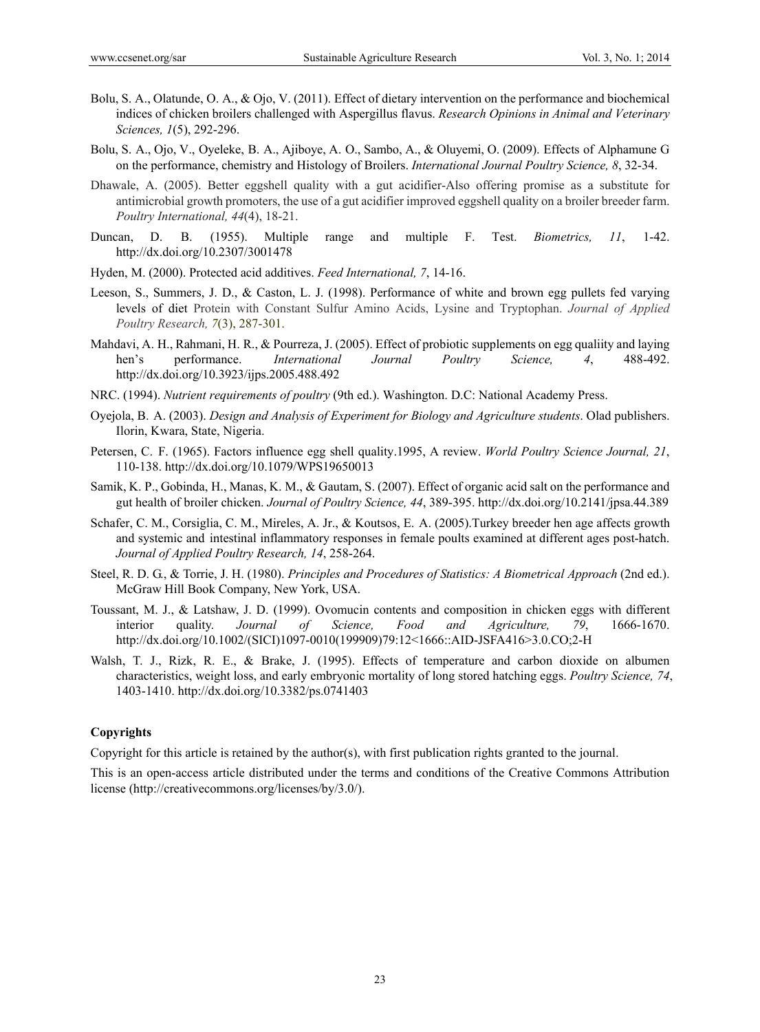Bolu, S. A., Olatunde, O. A., & Ojo, V. (2011). Effect of dietary intervention on the performance and biochemical indices of chicken broilers challenged with Aspergillus flavus. *Research Opinions in Animal and Veterinary Sciences, 1*(5), 292-296.

Bolu, S. A., Ojo, V., Oyeleke, B. A., Ajiboye, A. O., Sambo, A., & Oluyemi, O. (2009). Effects of Alphamune G on the performance, chemistry and Histology of Broilers. *International Journal Poultry Science, 8*, 32-34.

Dhawale, A. (2005). Better eggshell quality with a gut acidifier-Also offering promise as a substitute for antimicrobial growth promoters, the use of a gut acidifier improved eggshell quality on a broiler breeder farm. *Poultry International, 44*(4), 18-21.

Duncan, D. B. (1955). Multiple range and multiple F. Test. *Biometrics, 11*, 1-42. http://dx.doi.org/10.2307/3001478

Hyden, M. (2000). Protected acid additives. *Feed International, 7*, 14-16.

Leeson, S., Summers, J. D., & Caston, L. J. (1998). Performance of white and brown egg pullets fed varying levels of diet Protein with Constant Sulfur Amino Acids, Lysine and Tryptophan. *Journal of Applied Poultry Research, 7*(3), 287-301.

Mahdavi, A. H., Rahmani, H. R., & Pourreza, J. (2005). Effect of probiotic supplements on egg qualiity and laying hen's performance. *International Journal Poultry Science, 4*, 488-492. http://dx.doi.org/10.3923/ijps.2005.488.492

NRC. (1994). *Nutrient requirements of poultry* (9th ed.). Washington. D.C: National Academy Press.

Oyejola, B. A. (2003). *Design and Analysis of Experiment for Biology and Agriculture students*. Olad publishers. Ilorin, Kwara, State, Nigeria.

Petersen, C. F. (1965). Factors influence egg shell quality.1995, A review. *World Poultry Science Journal, 21*, 110-138. http://dx.doi.org/10.1079/WPS19650013

Samik, K. P., Gobinda, H., Manas, K. M., & Gautam, S. (2007). Effect of organic acid salt on the performance and gut health of broiler chicken. *Journal of Poultry Science, 44*, 389-395. http://dx.doi.org/10.2141/jpsa.44.389

Schafer, C. M., Corsiglia, C. M., Mireles, A. Jr., & Koutsos, E. A. (2005).Turkey breeder hen age affects growth and systemic and intestinal inflammatory responses in female poults examined at different ages post-hatch. *Journal of Applied Poultry Research, 14*, 258-264.

Steel, R. D. G., & Torrie, J. H. (1980). *Principles and Procedures of Statistics: A Biometrical Approach* (2nd ed.). McGraw Hill Book Company, New York, USA.

Toussant, M. J., & Latshaw, J. D. (1999). Ovomucin contents and composition in chicken eggs with different interior quality. *Journal of Science, Food and Agriculture, 79*, 1666-1670. http://dx.doi.org/10.1002/(SICI)1097-0010(199909)79:12<1666::AID-JSFA416>3.0.CO;2-H

Walsh, T. J., Rizk, R. E., & Brake, J. (1995). Effects of temperature and carbon dioxide on albumen characteristics, weight loss, and early embryonic mortality of long stored hatching eggs. *Poultry Science, 74*, 1403-1410. http://dx.doi.org/10.3382/ps.0741403

**Copyrights**

Copyright for this article is retained by the author(s), with first publication rights granted to the journal.

This is an open-access article distributed under the terms and conditions of the Creative Commons Attribution license (http://creativecommons.org/licenses/by/3.0/).